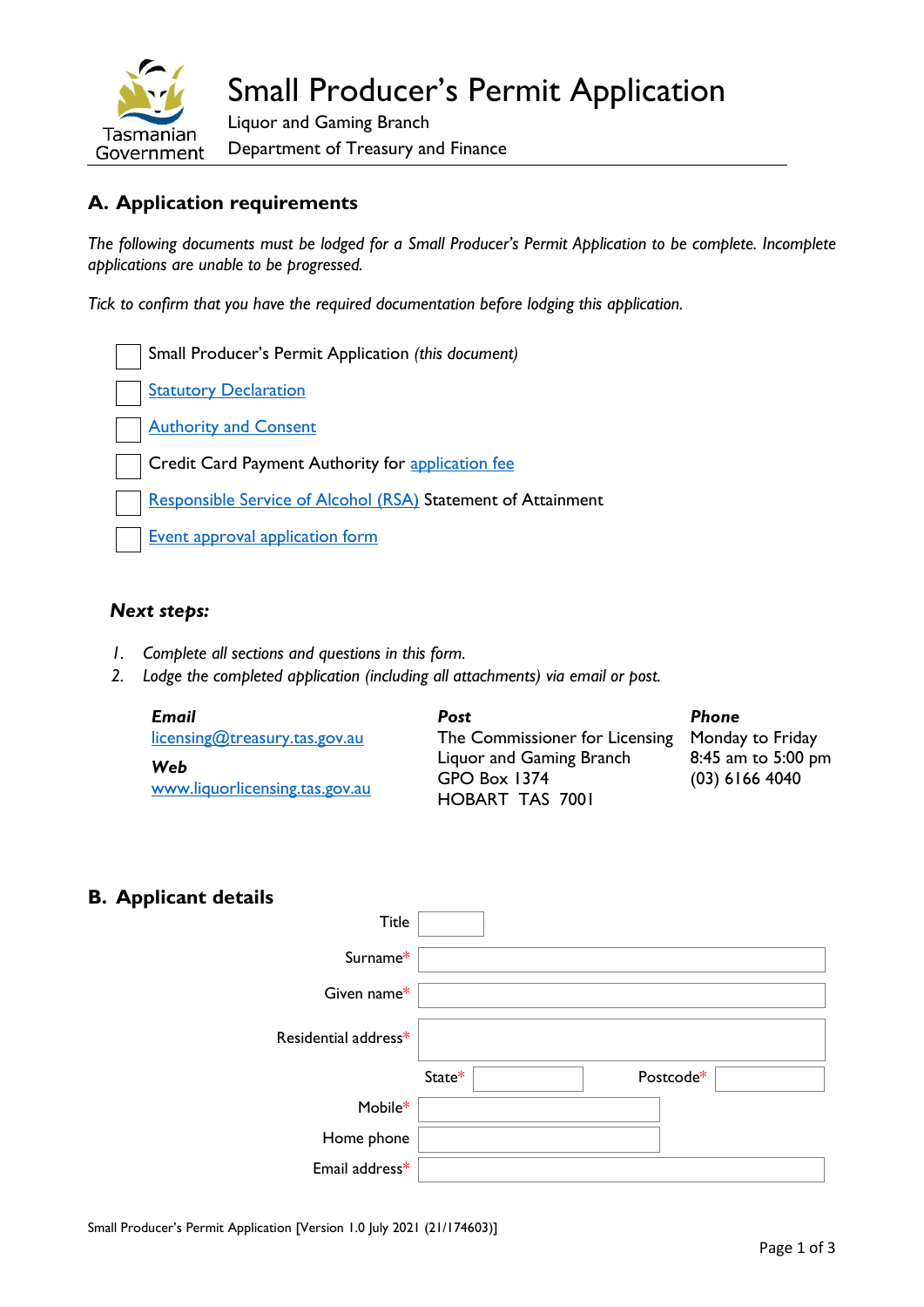# Small Producer's Permit Application

Liquor and Gaming Branch
Department of Treasury and Finance

## A. Application requirements

*The following documents must be lodged for a Small Producer's Permit Application to be complete. Incomplete applications are unable to be progressed.*

*Tick to confirm that you have the required documentation before lodging this application.*

- ☐ Small Producer's Permit Application *(this document)*
- ☐ Statutory Declaration
- ☐ Authority and Consent
- ☐ Credit Card Payment Authority for application fee
- ☐ Responsible Service of Alcohol (RSA) Statement of Attainment
- ☐ Event approval application form

### *Next steps:*

1. *Complete all sections and questions in this form.*
2. *Lodge the completed application (including all attachments) via email or post.*

***Email***
licensing@treasury.tas.gov.au

***Web***
www.liquorlicensing.tas.gov.au

***Post***
The Commissioner for Licensing
Liquor and Gaming Branch
GPO Box 1374
HOBART TAS 7001

***Phone***
Monday to Friday
8:45 am to 5:00 pm
(03) 6166 4040

## B. Applicant details

| | |
|---|---|
| Title | |
| Surname* | |
| Given name* | |
| Residential address* | |
| State* | Postcode* |
| Mobile* | |
| Home phone | |
| Email address* | |

Small Producer's Permit Application [Version 1.0 July 2021 (21/174603)]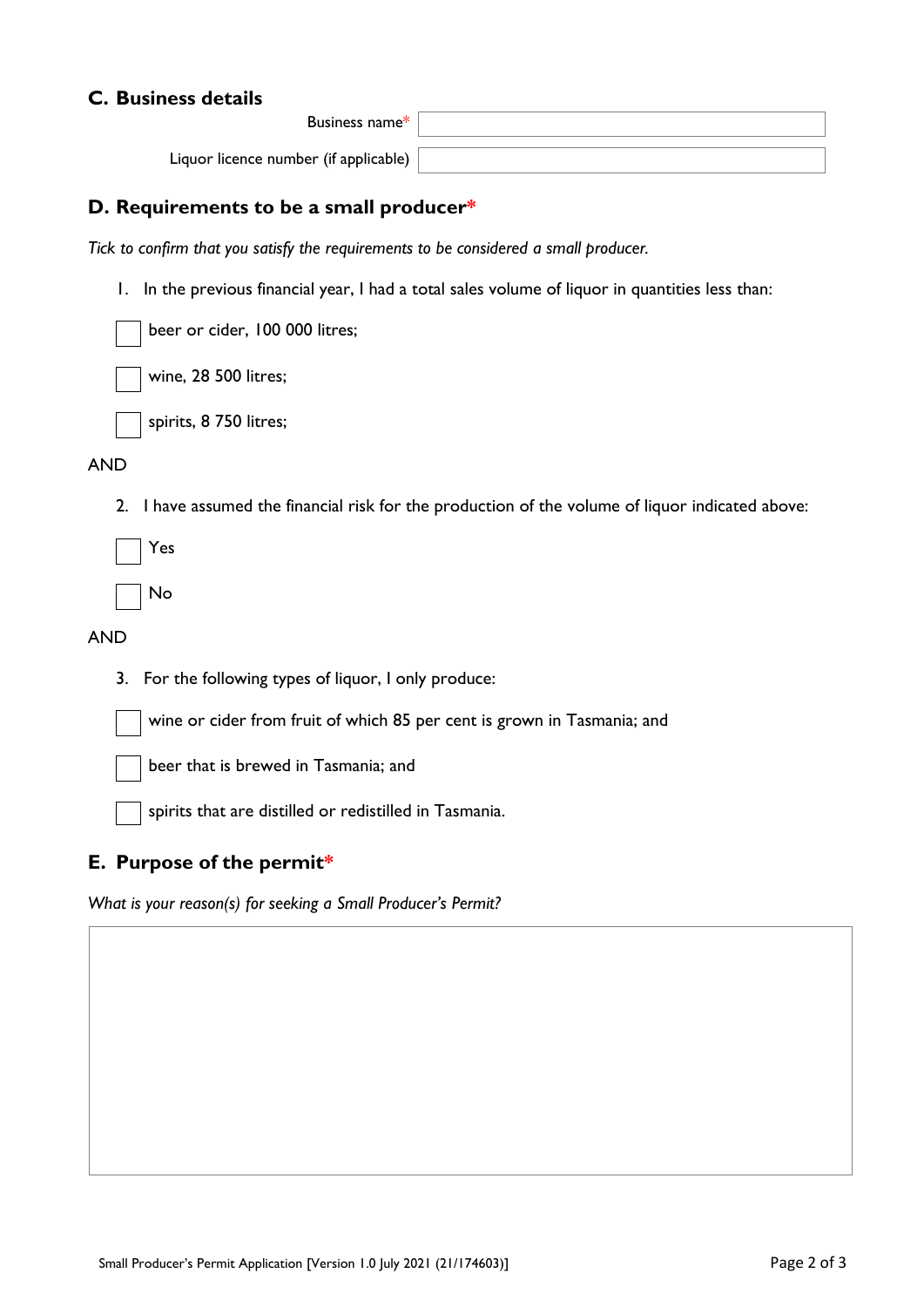## C. Business details

Business name*

Liquor licence number (if applicable)

## D. Requirements to be a small producer*

*Tick to confirm that you satisfy the requirements to be considered a small producer.*

1. In the previous financial year, I had a total sales volume of liquor in quantities less than:

- [ ] beer or cider, 100 000 litres;
- [ ] wine, 28 500 litres;
- [ ] spirits, 8 750 litres;

AND

2. I have assumed the financial risk for the production of the volume of liquor indicated above:

- [ ] Yes
- [ ] No

AND

3. For the following types of liquor, I only produce:

- [ ] wine or cider from fruit of which 85 per cent is grown in Tasmania; and
- [ ] beer that is brewed in Tasmania; and
- [ ] spirits that are distilled or redistilled in Tasmania.

## E. Purpose of the permit*

*What is your reason(s) for seeking a Small Producer's Permit?*

Small Producer's Permit Application [Version 1.0 July 2021 (21/174603)]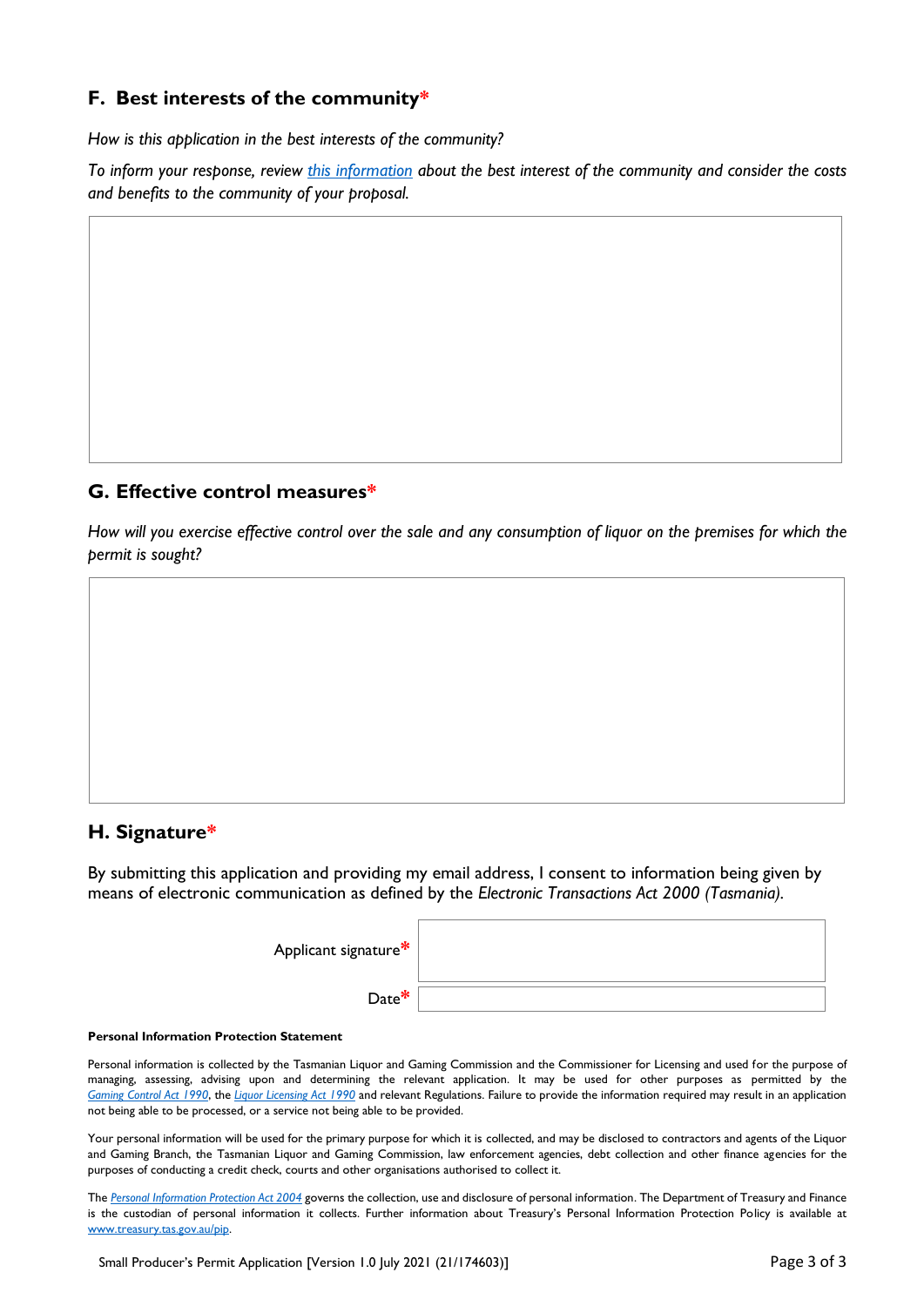## F. Best interests of the community*

*How is this application in the best interests of the community?*

*To inform your response, review [this information](#) about the best interest of the community and consider the costs and benefits to the community of your proposal.*

## G. Effective control measures*

*How will you exercise effective control over the sale and any consumption of liquor on the premises for which the permit is sought?*

## H. Signature*

By submitting this application and providing my email address, I consent to information being given by means of electronic communication as defined by the *Electronic Transactions Act 2000 (Tasmania).*

| | |
|---|---|
| Applicant signature* | |
| Date* | |

**Personal Information Protection Statement**

Personal information is collected by the Tasmanian Liquor and Gaming Commission and the Commissioner for Licensing and used for the purpose of managing, assessing, advising upon and determining the relevant application. It may be used for other purposes as permitted by the *Gaming Control Act 1990*, the *Liquor Licensing Act 1990* and relevant Regulations. Failure to provide the information required may result in an application not being able to be processed, or a service not being able to be provided.

Your personal information will be used for the primary purpose for which it is collected, and may be disclosed to contractors and agents of the Liquor and Gaming Branch, the Tasmanian Liquor and Gaming Commission, law enforcement agencies, debt collection and other finance agencies for the purposes of conducting a credit check, courts and other organisations authorised to collect it.

The *Personal Information Protection Act 2004* governs the collection, use and disclosure of personal information. The Department of Treasury and Finance is the custodian of personal information it collects. Further information about Treasury's Personal Information Protection Policy is available at www.treasury.tas.gov.au/pip.

Small Producer's Permit Application [Version 1.0 July 2021 (21/174603)]